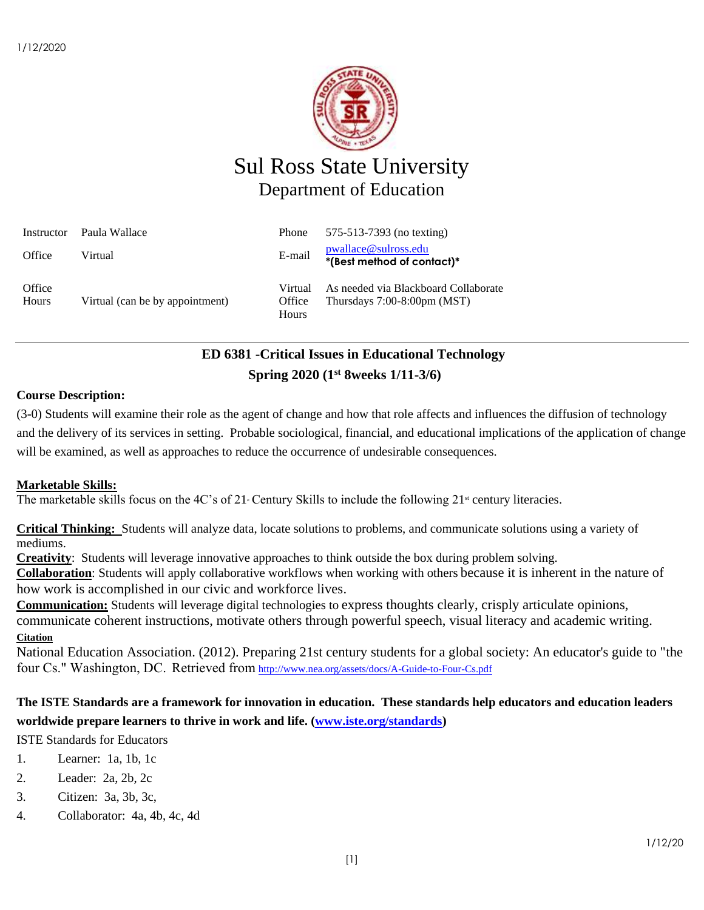# Sul Ross State University
## Department of Education

| Instructor | Paula Wallace | Phone | 575-513-7393 (no texting) |
|---|---|---|---|
| Office | Virtual | E-mail | pwallace@sulross.edu **\*(Best method of contact)\*** |
| Office Hours | Virtual (can be by appointment) | Virtual Office Hours | As needed via Blackboard Collaborate Thursdays 7:00-8:00pm (MST) |

## ED 6381 -Critical Issues in Educational Technology
### Spring 2020 (1st 8weeks 1/11-3/6)

**Course Description:**

(3-0) Students will examine their role as the agent of change and how that role affects and influences the diffusion of technology and the delivery of its services in setting. Probable sociological, financial, and educational implications of the application of change will be examined, as well as approaches to reduce the occurrence of undesirable consequences.

**Marketable Skills:**

The marketable skills focus on the 4C's of 21st Century Skills to include the following 21st century literacies.

**Critical Thinking:** Students will analyze data, locate solutions to problems, and communicate solutions using a variety of mediums.
**Creativity**: Students will leverage innovative approaches to think outside the box during problem solving.
**Collaboration**: Students will apply collaborative workflows when working with others because it is inherent in the nature of how work is accomplished in our civic and workforce lives.
**Communication:** Students will leverage digital technologies to express thoughts clearly, crisply articulate opinions, communicate coherent instructions, motivate others through powerful speech, visual literacy and academic writing.
**Citation**
National Education Association. (2012). Preparing 21st century students for a global society: An educator's guide to "the four Cs." Washington, DC. Retrieved from http://www.nea.org/assets/docs/A-Guide-to-Four-Cs.pdf

**The ISTE Standards are a framework for innovation in education. These standards help educators and education leaders worldwide prepare learners to thrive in work and life. (www.iste.org/standards)**

ISTE Standards for Educators

1. Learner: 1a, 1b, 1c
2. Leader: 2a, 2b, 2c
3. Citizen: 3a, 3b, 3c,
4. Collaborator: 4a, 4b, 4c, 4d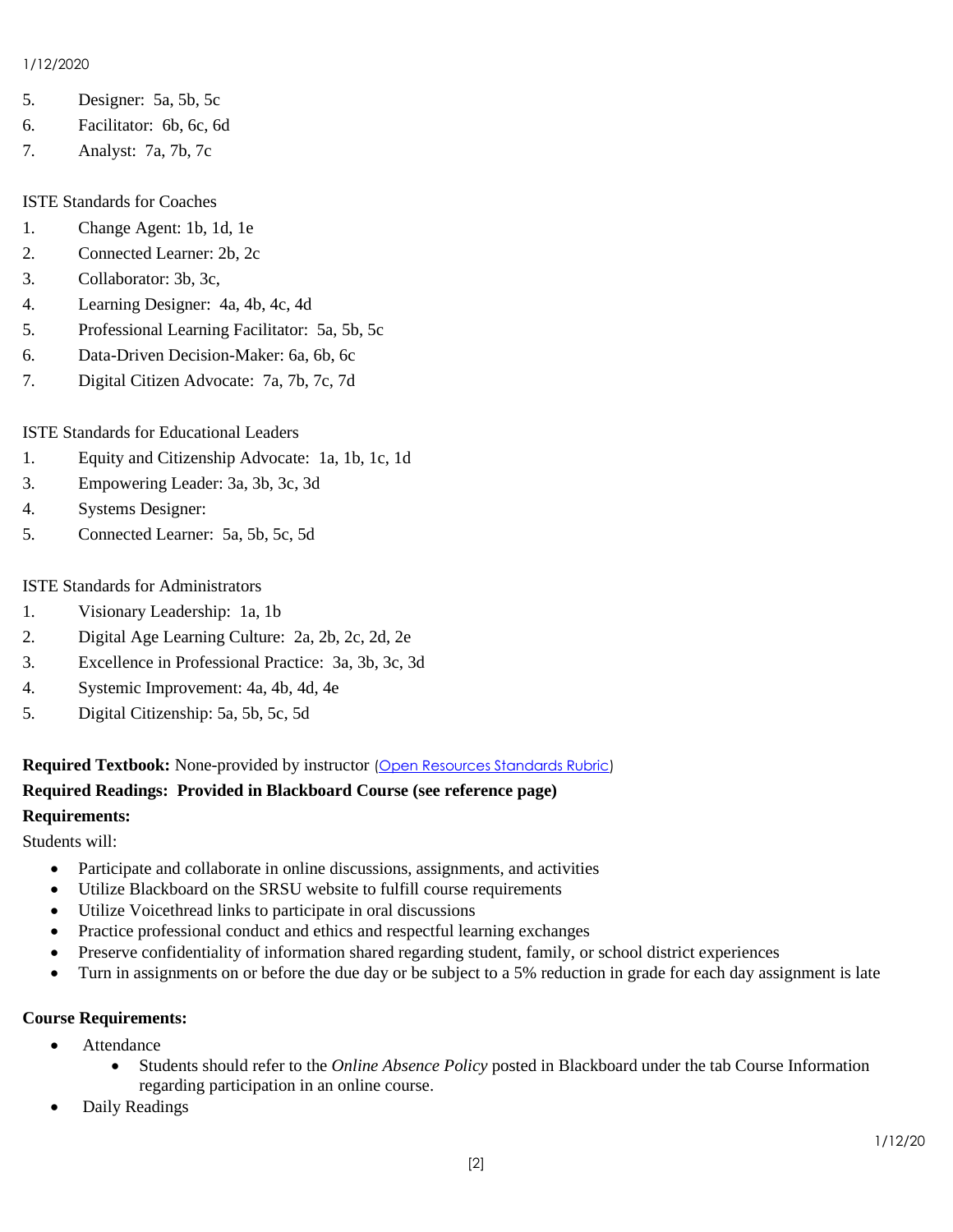5. Designer: 5a, 5b, 5c
6. Facilitator: 6b, 6c, 6d
7. Analyst: 7a, 7b, 7c

ISTE Standards for Coaches

1. Change Agent: 1b, 1d, 1e
2. Connected Learner: 2b, 2c
3. Collaborator: 3b, 3c,
4. Learning Designer: 4a, 4b, 4c, 4d
5. Professional Learning Facilitator: 5a, 5b, 5c
6. Data-Driven Decision-Maker: 6a, 6b, 6c
7. Digital Citizen Advocate: 7a, 7b, 7c, 7d

ISTE Standards for Educational Leaders

1. Equity and Citizenship Advocate: 1a, 1b, 1c, 1d

3. Empowering Leader: 3a, 3b, 3c, 3d
4. Systems Designer:
5. Connected Learner: 5a, 5b, 5c, 5d

ISTE Standards for Administrators

1. Visionary Leadership: 1a, 1b
2. Digital Age Learning Culture: 2a, 2b, 2c, 2d, 2e
3. Excellence in Professional Practice: 3a, 3b, 3c, 3d
4. Systemic Improvement: 4a, 4b, 4d, 4e
5. Digital Citizenship: 5a, 5b, 5c, 5d

**Required Textbook:** None-provided by instructor (Open Resources Standards Rubric)

**Required Readings: Provided in Blackboard Course (see reference page)**

**Requirements:**

Students will:

- Participate and collaborate in online discussions, assignments, and activities
- Utilize Blackboard on the SRSU website to fulfill course requirements
- Utilize Voicethread links to participate in oral discussions
- Practice professional conduct and ethics and respectful learning exchanges
- Preserve confidentiality of information shared regarding student, family, or school district experiences
- Turn in assignments on or before the due day or be subject to a 5% reduction in grade for each day assignment is late

**Course Requirements:**

- Attendance
  - Students should refer to the *Online Absence Policy* posted in Blackboard under the tab Course Information regarding participation in an online course.
- Daily Readings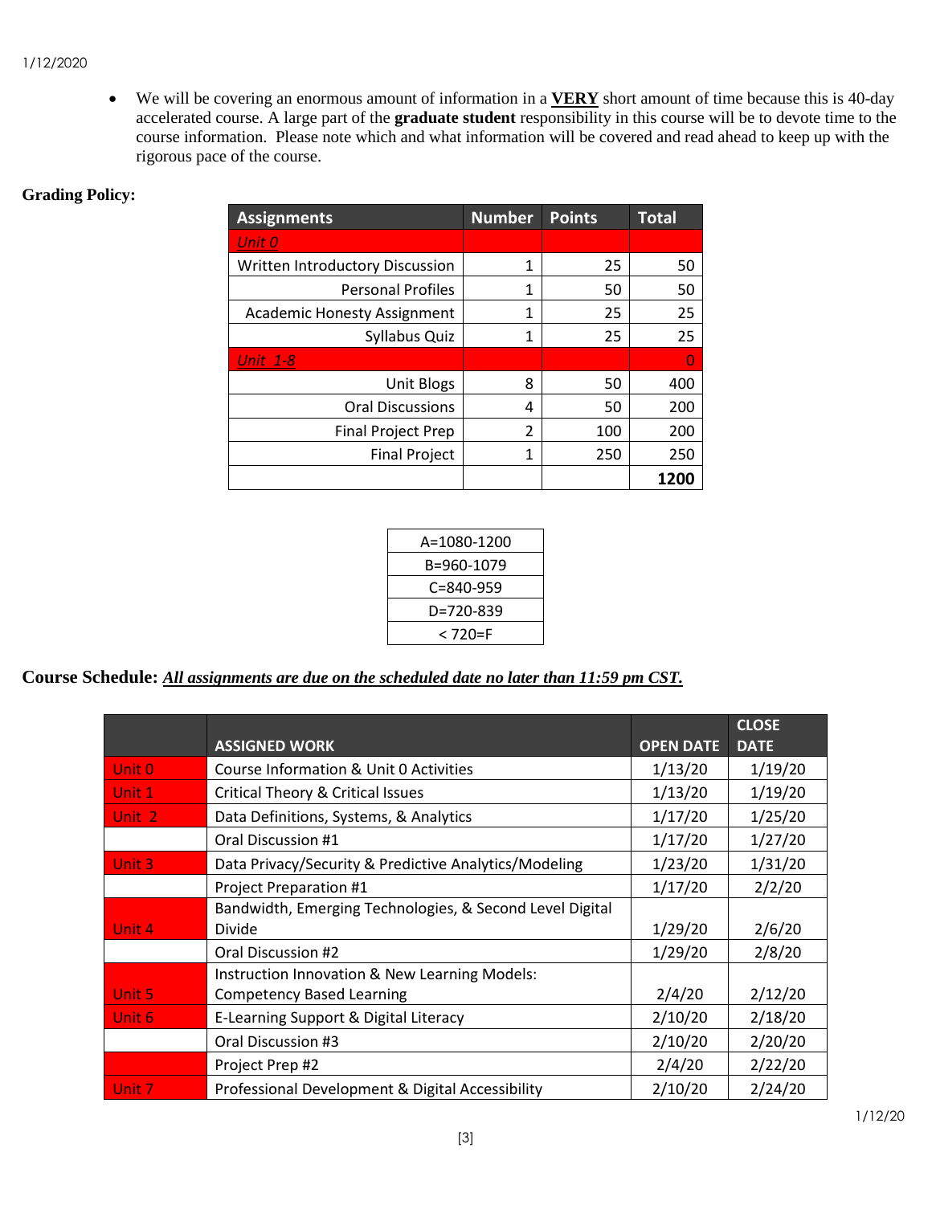- We will be covering an enormous amount of information in a **VERY** short amount of time because this is 40-day accelerated course. A large part of the **graduate student** responsibility in this course will be to devote time to the course information. Please note which and what information will be covered and read ahead to keep up with the rigorous pace of the course.

**Grading Policy:**

| Assignments | Number | Points | Total |
|---|---|---|---|
| *Unit 0* | | | |
| Written Introductory Discussion | 1 | 25 | 50 |
| Personal Profiles | 1 | 50 | 50 |
| Academic Honesty Assignment | 1 | 25 | 25 |
| Syllabus Quiz | 1 | 25 | 25 |
| *Unit 1-8* | | | 0 |
| Unit Blogs | 8 | 50 | 400 |
| Oral Discussions | 4 | 50 | 200 |
| Final Project Prep | 2 | 100 | 200 |
| Final Project | 1 | 250 | 250 |
| | | | **1200** |

| A=1080-1200 |
|---|
| B=960-1079 |
| C=840-959 |
| D=720-839 |
| < 720=F |

**Course Schedule:** ***All assignments are due on the scheduled date no later than 11:59 pm CST.***

| | ASSIGNED WORK | OPEN DATE | CLOSE DATE |
|---|---|---|---|
| Unit 0 | Course Information & Unit 0 Activities | 1/13/20 | 1/19/20 |
| Unit 1 | Critical Theory & Critical Issues | 1/13/20 | 1/19/20 |
| Unit 2 | Data Definitions, Systems, & Analytics | 1/17/20 | 1/25/20 |
| | Oral Discussion #1 | 1/17/20 | 1/27/20 |
| Unit 3 | Data Privacy/Security & Predictive Analytics/Modeling | 1/23/20 | 1/31/20 |
| | Project Preparation #1 | 1/17/20 | 2/2/20 |
| Unit 4 | Bandwidth, Emerging Technologies, & Second Level Digital Divide | 1/29/20 | 2/6/20 |
| | Oral Discussion #2 | 1/29/20 | 2/8/20 |
| Unit 5 | Instruction Innovation & New Learning Models: Competency Based Learning | 2/4/20 | 2/12/20 |
| Unit 6 | E-Learning Support & Digital Literacy | 2/10/20 | 2/18/20 |
| | Oral Discussion #3 | 2/10/20 | 2/20/20 |
| | Project Prep #2 | 2/4/20 | 2/22/20 |
| Unit 7 | Professional Development & Digital Accessibility | 2/10/20 | 2/24/20 |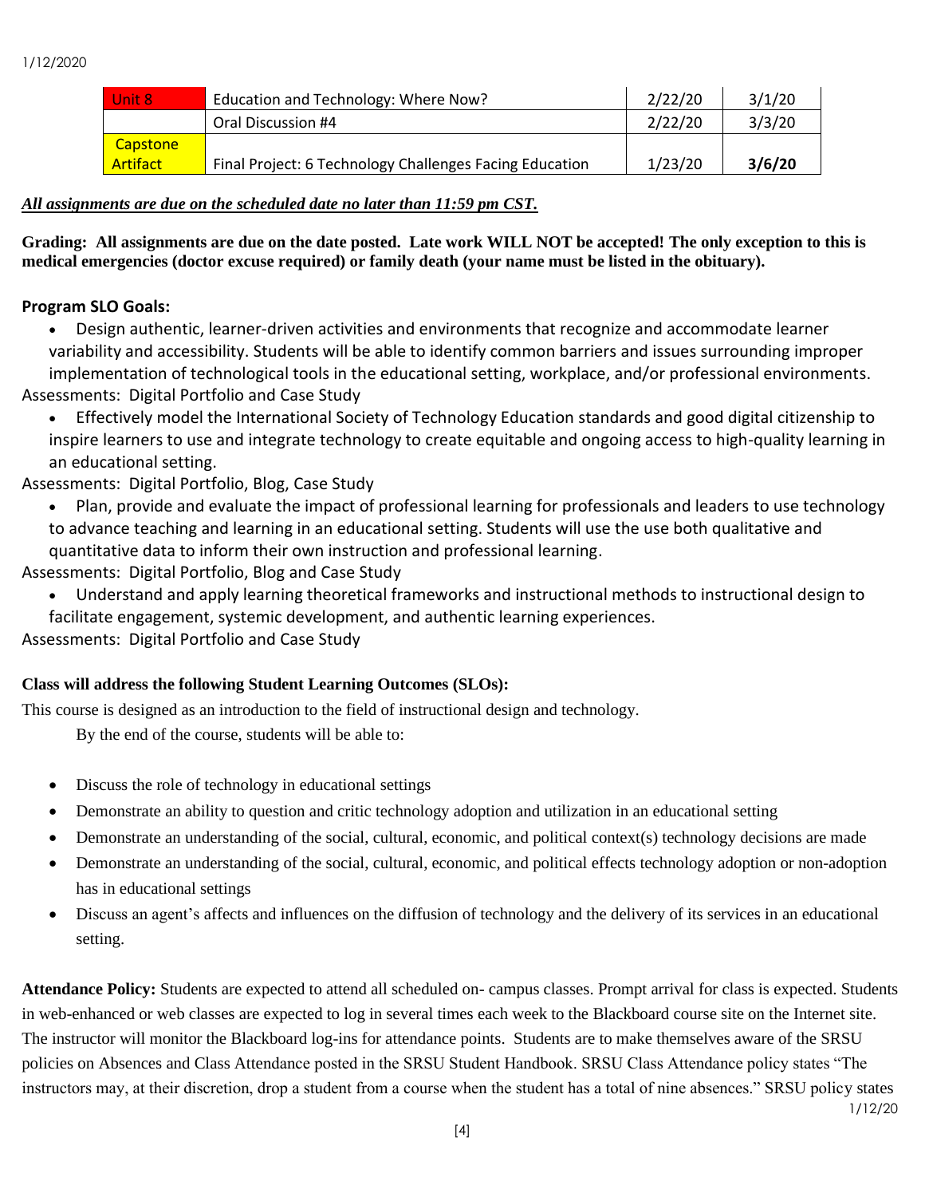| Unit 8 | Education and Technology: Where Now? | 2/22/20 | 3/1/20 |
|---|---|---|---|
| | Oral Discussion #4 | 2/22/20 | 3/3/20 |
| Capstone Artifact | Final Project: 6 Technology Challenges Facing Education | 1/23/20 | **3/6/20** |

***All assignments are due on the scheduled date no later than 11:59 pm CST.***

**Grading: All assignments are due on the date posted. Late work WILL NOT be accepted! The only exception to this is medical emergencies (doctor excuse required) or family death (your name must be listed in the obituary).**

**Program SLO Goals:**

- Design authentic, learner-driven activities and environments that recognize and accommodate learner variability and accessibility. Students will be able to identify common barriers and issues surrounding improper implementation of technological tools in the educational setting, workplace, and/or professional environments.

Assessments: Digital Portfolio and Case Study

- Effectively model the International Society of Technology Education standards and good digital citizenship to inspire learners to use and integrate technology to create equitable and ongoing access to high-quality learning in an educational setting.

Assessments: Digital Portfolio, Blog, Case Study

- Plan, provide and evaluate the impact of professional learning for professionals and leaders to use technology to advance teaching and learning in an educational setting. Students will use the use both qualitative and quantitative data to inform their own instruction and professional learning.

Assessments: Digital Portfolio, Blog and Case Study

- Understand and apply learning theoretical frameworks and instructional methods to instructional design to facilitate engagement, systemic development, and authentic learning experiences.

Assessments: Digital Portfolio and Case Study

**Class will address the following Student Learning Outcomes (SLOs):**

This course is designed as an introduction to the field of instructional design and technology.

By the end of the course, students will be able to:

- Discuss the role of technology in educational settings
- Demonstrate an ability to question and critic technology adoption and utilization in an educational setting
- Demonstrate an understanding of the social, cultural, economic, and political context(s) technology decisions are made
- Demonstrate an understanding of the social, cultural, economic, and political effects technology adoption or non-adoption has in educational settings
- Discuss an agent's affects and influences on the diffusion of technology and the delivery of its services in an educational setting.

**Attendance Policy:** Students are expected to attend all scheduled on- campus classes. Prompt arrival for class is expected. Students in web-enhanced or web classes are expected to log in several times each week to the Blackboard course site on the Internet site. The instructor will monitor the Blackboard log-ins for attendance points. Students are to make themselves aware of the SRSU policies on Absences and Class Attendance posted in the SRSU Student Handbook. SRSU Class Attendance policy states "The instructors may, at their discretion, drop a student from a course when the student has a total of nine absences." SRSU policy states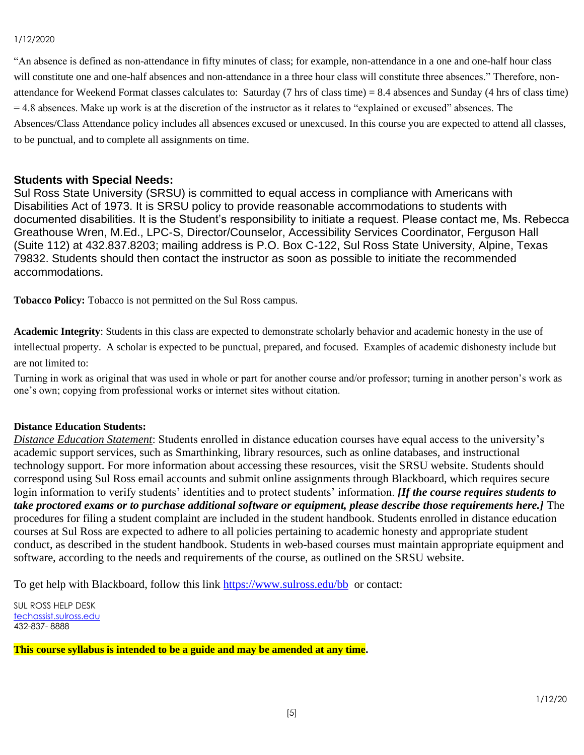"An absence is defined as non-attendance in fifty minutes of class; for example, non-attendance in a one and one-half hour class will constitute one and one-half absences and non-attendance in a three hour class will constitute three absences." Therefore, non-attendance for Weekend Format classes calculates to: Saturday (7 hrs of class time) = 8.4 absences and Sunday (4 hrs of class time) = 4.8 absences. Make up work is at the discretion of the instructor as it relates to "explained or excused" absences. The Absences/Class Attendance policy includes all absences excused or unexcused. In this course you are expected to attend all classes, to be punctual, and to complete all assignments on time.

### Students with Special Needs:

Sul Ross State University (SRSU) is committed to equal access in compliance with Americans with Disabilities Act of 1973. It is SRSU policy to provide reasonable accommodations to students with documented disabilities. It is the Student's responsibility to initiate a request. Please contact me, Ms. Rebecca Greathouse Wren, M.Ed., LPC-S, Director/Counselor, Accessibility Services Coordinator, Ferguson Hall (Suite 112) at 432.837.8203; mailing address is P.O. Box C-122, Sul Ross State University, Alpine, Texas 79832. Students should then contact the instructor as soon as possible to initiate the recommended accommodations.

**Tobacco Policy:** Tobacco is not permitted on the Sul Ross campus.

**Academic Integrity**: Students in this class are expected to demonstrate scholarly behavior and academic honesty in the use of intellectual property. A scholar is expected to be punctual, prepared, and focused. Examples of academic dishonesty include but are not limited to:

Turning in work as original that was used in whole or part for another course and/or professor; turning in another person's work as one's own; copying from professional works or internet sites without citation.

**Distance Education Students:**

*Distance Education Statement*: Students enrolled in distance education courses have equal access to the university's academic support services, such as Smarthinking, library resources, such as online databases, and instructional technology support. For more information about accessing these resources, visit the SRSU website. Students should correspond using Sul Ross email accounts and submit online assignments through Blackboard, which requires secure login information to verify students' identities and to protect students' information. ***[If the course requires students to take proctored exams or to purchase additional software or equipment, please describe those requirements here.]*** The procedures for filing a student complaint are included in the student handbook. Students enrolled in distance education courses at Sul Ross are expected to adhere to all policies pertaining to academic honesty and appropriate student conduct, as described in the student handbook. Students in web-based courses must maintain appropriate equipment and software, according to the needs and requirements of the course, as outlined on the SRSU website.

To get help with Blackboard, follow this link https://www.sulross.edu/bb or contact:

SUL ROSS HELP DESK
techassist.sulross.edu
432-837- 8888

**This course syllabus is intended to be a guide and may be amended at any time.**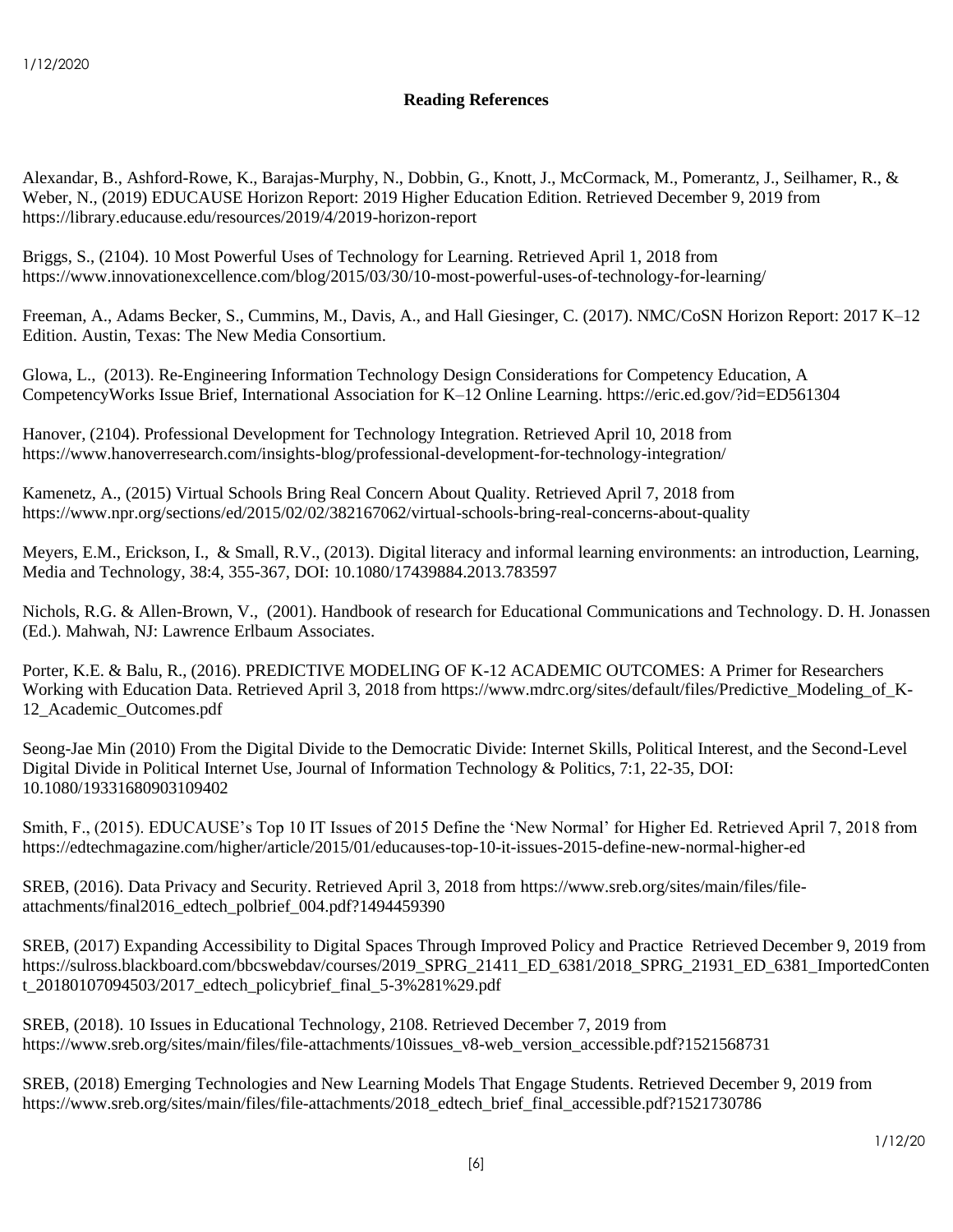**Reading References**

Alexandar, B., Ashford-Rowe, K., Barajas-Murphy, N., Dobbin, G., Knott, J., McCormack, M., Pomerantz, J., Seilhamer, R., & Weber, N., (2019) EDUCAUSE Horizon Report: 2019 Higher Education Edition. Retrieved December 9, 2019 from https://library.educause.edu/resources/2019/4/2019-horizon-report

Briggs, S., (2104). 10 Most Powerful Uses of Technology for Learning. Retrieved April 1, 2018 from https://www.innovationexcellence.com/blog/2015/03/30/10-most-powerful-uses-of-technology-for-learning/

Freeman, A., Adams Becker, S., Cummins, M., Davis, A., and Hall Giesinger, C. (2017). NMC/CoSN Horizon Report: 2017 K–12 Edition. Austin, Texas: The New Media Consortium.

Glowa, L., (2013). Re-Engineering Information Technology Design Considerations for Competency Education, A CompetencyWorks Issue Brief, International Association for K–12 Online Learning. https://eric.ed.gov/?id=ED561304

Hanover, (2104). Professional Development for Technology Integration. Retrieved April 10, 2018 from https://www.hanoverresearch.com/insights-blog/professional-development-for-technology-integration/

Kamenetz, A., (2015) Virtual Schools Bring Real Concern About Quality. Retrieved April 7, 2018 from https://www.npr.org/sections/ed/2015/02/02/382167062/virtual-schools-bring-real-concerns-about-quality

Meyers, E.M., Erickson, I., & Small, R.V., (2013). Digital literacy and informal learning environments: an introduction, Learning, Media and Technology, 38:4, 355-367, DOI: 10.1080/17439884.2013.783597

Nichols, R.G. & Allen-Brown, V., (2001). Handbook of research for Educational Communications and Technology. D. H. Jonassen (Ed.). Mahwah, NJ: Lawrence Erlbaum Associates.

Porter, K.E. & Balu, R., (2016). PREDICTIVE MODELING OF K-12 ACADEMIC OUTCOMES: A Primer for Researchers Working with Education Data. Retrieved April 3, 2018 from https://www.mdrc.org/sites/default/files/Predictive_Modeling_of_K-12_Academic_Outcomes.pdf

Seong-Jae Min (2010) From the Digital Divide to the Democratic Divide: Internet Skills, Political Interest, and the Second-Level Digital Divide in Political Internet Use, Journal of Information Technology & Politics, 7:1, 22-35, DOI: 10.1080/19331680903109402

Smith, F., (2015). EDUCAUSE's Top 10 IT Issues of 2015 Define the 'New Normal' for Higher Ed. Retrieved April 7, 2018 from https://edtechmagazine.com/higher/article/2015/01/educauses-top-10-it-issues-2015-define-new-normal-higher-ed

SREB, (2016). Data Privacy and Security. Retrieved April 3, 2018 from https://www.sreb.org/sites/main/files/file-attachments/final2016_edtech_polbrief_004.pdf?1494459390

SREB, (2017) Expanding Accessibility to Digital Spaces Through Improved Policy and Practice Retrieved December 9, 2019 from https://sulross.blackboard.com/bbcswebdav/courses/2019_SPRG_21411_ED_6381/2018_SPRG_21931_ED_6381_ImportedContent_20180107094503/2017_edtech_policybrief_final_5-3%281%29.pdf

SREB, (2018). 10 Issues in Educational Technology, 2108. Retrieved December 7, 2019 from https://www.sreb.org/sites/main/files/file-attachments/10issues_v8-web_version_accessible.pdf?1521568731

SREB, (2018) Emerging Technologies and New Learning Models That Engage Students. Retrieved December 9, 2019 from https://www.sreb.org/sites/main/files/file-attachments/2018_edtech_brief_final_accessible.pdf?1521730786